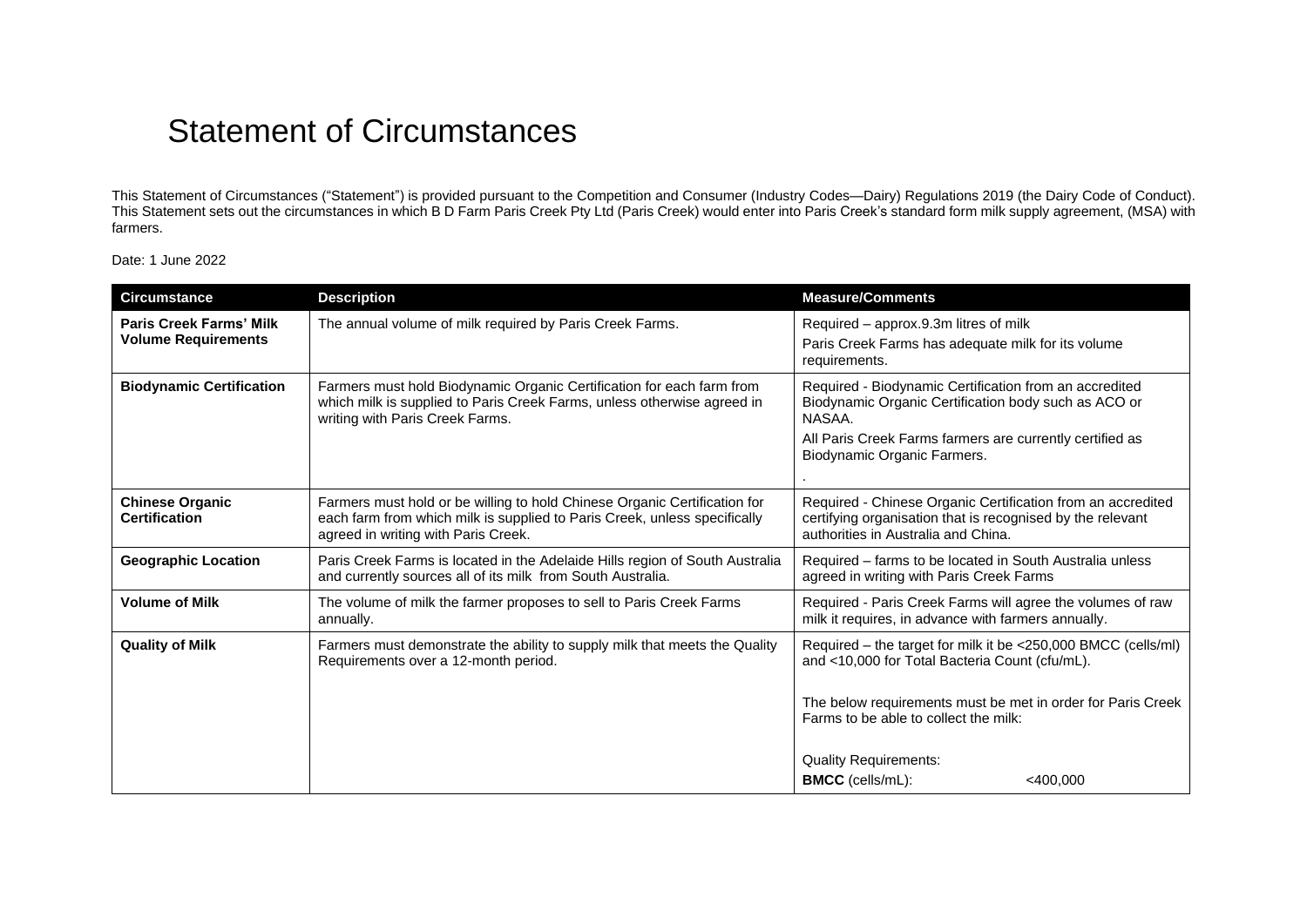# Statement of Circumstances

This Statement of Circumstances ("Statement") is provided pursuant to the Competition and Consumer (Industry Codes—Dairy) Regulations 2019 (the Dairy Code of Conduct). This Statement sets out the circumstances in which B D Farm Paris Creek Pty Ltd (Paris Creek) would enter into Paris Creek's standard form milk supply agreement, (MSA) with farmers.

Date: 1 June 2022

| Circumstance | Description | Measure/Comments |
|---|---|---|
| **Paris Creek Farms' Milk Volume Requirements** | The annual volume of milk required by Paris Creek Farms. | Required – approx.9.3m litres of milk<br>Paris Creek Farms has adequate milk for its volume requirements. |
| **Biodynamic Certification** | Farmers must hold Biodynamic Organic Certification for each farm from which milk is supplied to Paris Creek Farms, unless otherwise agreed in writing with Paris Creek Farms. | Required - Biodynamic Certification from an accredited Biodynamic Organic Certification body such as ACO or NASAA.<br>All Paris Creek Farms farmers are currently certified as Biodynamic Organic Farmers.<br>. |
| **Chinese Organic Certification** | Farmers must hold or be willing to hold Chinese Organic Certification for each farm from which milk is supplied to Paris Creek, unless specifically agreed in writing with Paris Creek. | Required - Chinese Organic Certification from an accredited certifying organisation that is recognised by the relevant authorities in Australia and China. |
| **Geographic Location** | Paris Creek Farms is located in the Adelaide Hills region of South Australia and currently sources all of its milk from South Australia. | Required – farms to be located in South Australia unless agreed in writing with Paris Creek Farms |
| **Volume of Milk** | The volume of milk the farmer proposes to sell to Paris Creek Farms annually. | Required - Paris Creek Farms will agree the volumes of raw milk it requires, in advance with farmers annually. |
| **Quality of Milk** | Farmers must demonstrate the ability to supply milk that meets the Quality Requirements over a 12-month period. | Required – the target for milk it be <250,000 BMCC (cells/ml) and <10,000 for Total Bacteria Count (cfu/mL).<br><br>The below requirements must be met in order for Paris Creek Farms to be able to collect the milk:<br><br>Quality Requirements:<br>**BMCC** (cells/mL): <400,000 |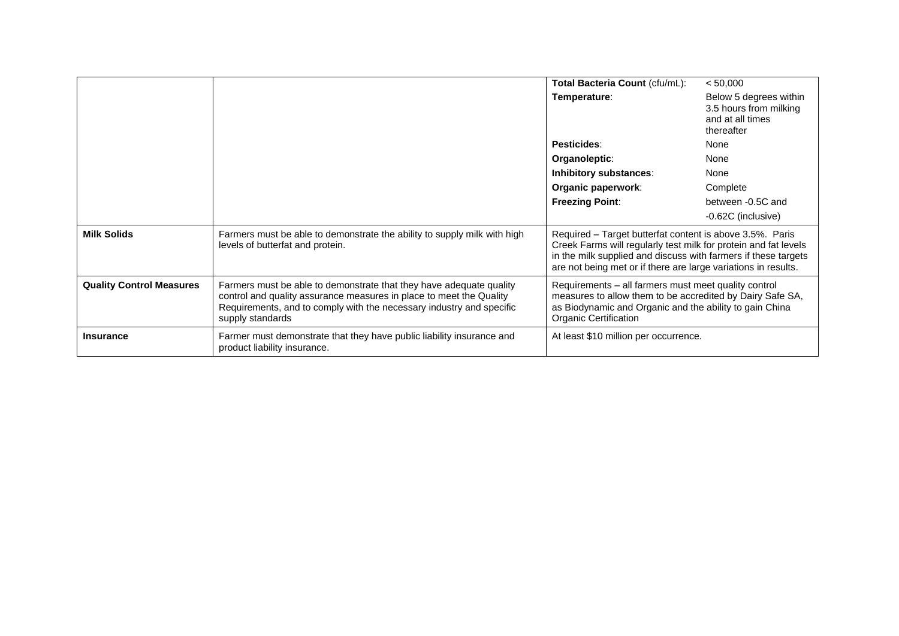| | | | |
|---|---|---|---|
| | | **Total Bacteria Count** (cfu/mL): | < 50,000 |
| | | **Temperature**: | Below 5 degrees within 3.5 hours from milking and at all times thereafter |
| | | **Pesticides**: | None |
| | | **Organoleptic**: | None |
| | | **Inhibitory substances**: | None |
| | | **Organic paperwork**: | Complete |
| | | **Freezing Point**: | between -0.5C and -0.62C (inclusive) |
| **Milk Solids** | Farmers must be able to demonstrate the ability to supply milk with high levels of butterfat and protein. | Required – Target butterfat content is above 3.5%. Paris Creek Farms will regularly test milk for protein and fat levels in the milk supplied and discuss with farmers if these targets are not being met or if there are large variations in results. | |
| **Quality Control Measures** | Farmers must be able to demonstrate that they have adequate quality control and quality assurance measures in place to meet the Quality Requirements, and to comply with the necessary industry and specific supply standards | Requirements – all farmers must meet quality control measures to allow them to be accredited by Dairy Safe SA, as Biodynamic and Organic and the ability to gain China Organic Certification | |
| **Insurance** | Farmer must demonstrate that they have public liability insurance and product liability insurance. | At least $10 million per occurrence. | |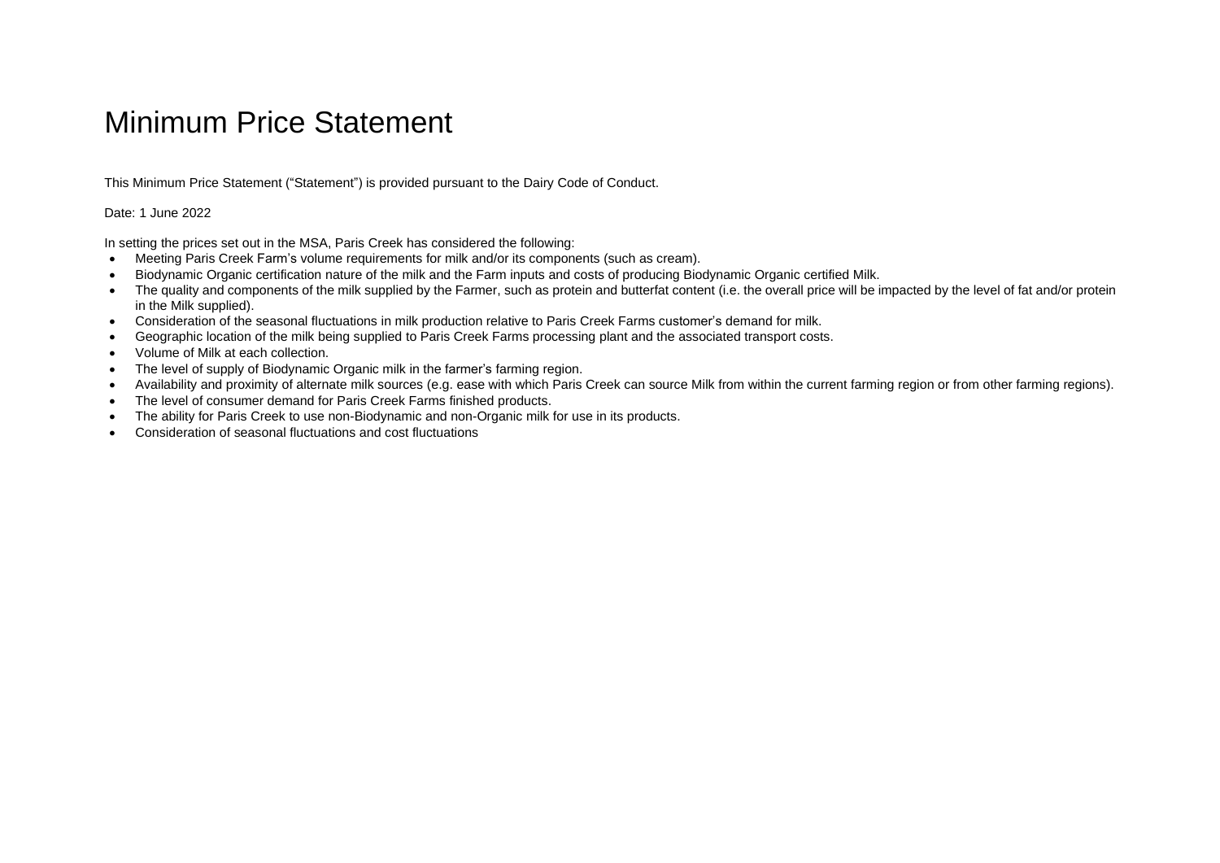# Minimum Price Statement

This Minimum Price Statement ("Statement") is provided pursuant to the Dairy Code of Conduct.

Date: 1 June 2022

In setting the prices set out in the MSA, Paris Creek has considered the following:

- Meeting Paris Creek Farm's volume requirements for milk and/or its components (such as cream).
- Biodynamic Organic certification nature of the milk and the Farm inputs and costs of producing Biodynamic Organic certified Milk.
- The quality and components of the milk supplied by the Farmer, such as protein and butterfat content (i.e. the overall price will be impacted by the level of fat and/or protein in the Milk supplied).
- Consideration of the seasonal fluctuations in milk production relative to Paris Creek Farms customer's demand for milk.
- Geographic location of the milk being supplied to Paris Creek Farms processing plant and the associated transport costs.
- Volume of Milk at each collection.
- The level of supply of Biodynamic Organic milk in the farmer's farming region.
- Availability and proximity of alternate milk sources (e.g. ease with which Paris Creek can source Milk from within the current farming region or from other farming regions).
- The level of consumer demand for Paris Creek Farms finished products.
- The ability for Paris Creek to use non-Biodynamic and non-Organic milk for use in its products.
- Consideration of seasonal fluctuations and cost fluctuations